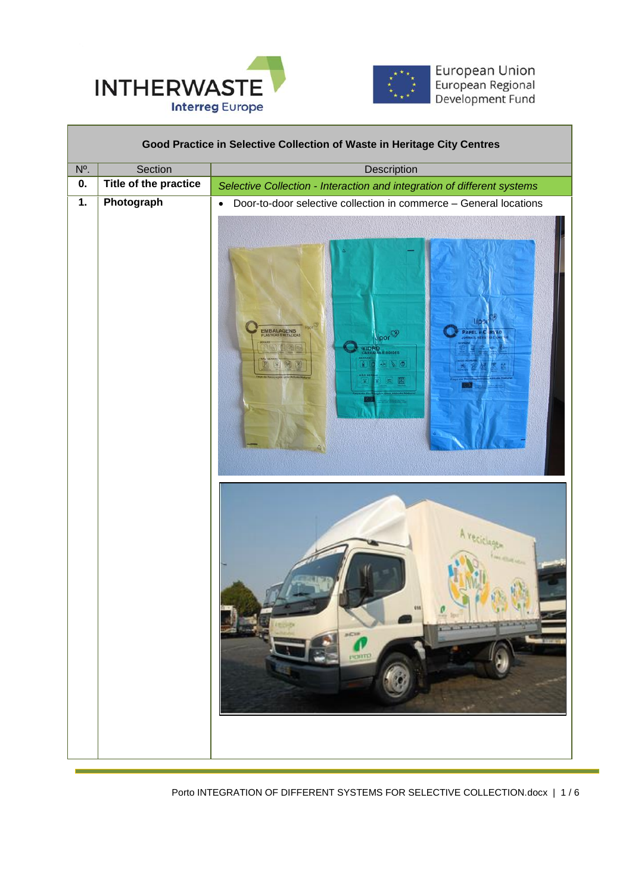INTHERWASTE
Interreg Europe

European Union
European Regional
Development Fund

| Good Practice in Selective Collection of Waste in Heritage City Centres | | |
|---|---|---|
| Nº. | Section | Description |
| **0.** | **Title of the practice** | *Selective Collection - Interaction and integration of different systems* |
| **1.** | **Photograph** | • Door-to-door selective collection in commerce – General locations |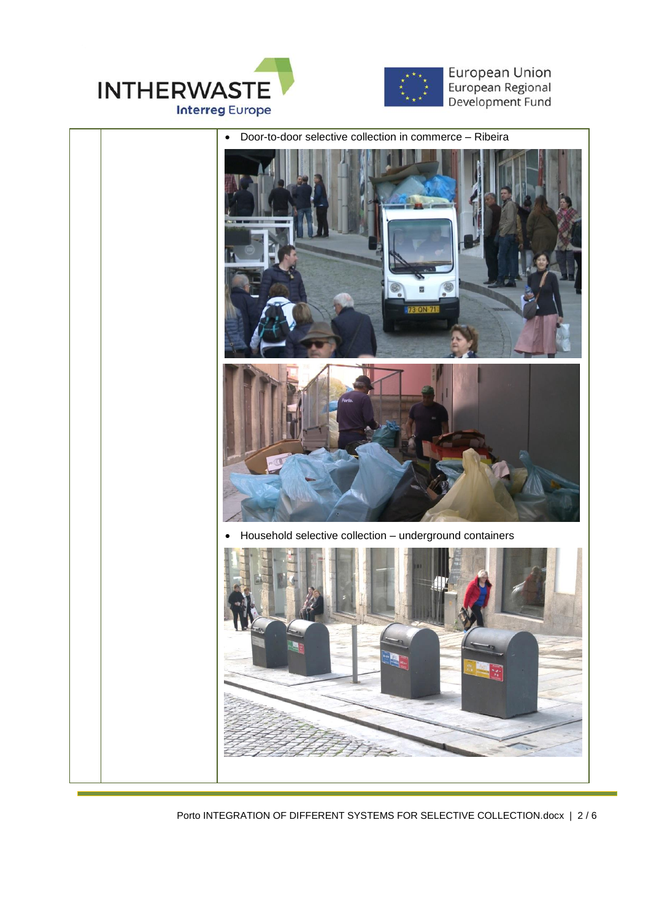- Door-to-door selective collection in commerce – Ribeira

- Household selective collection – underground containers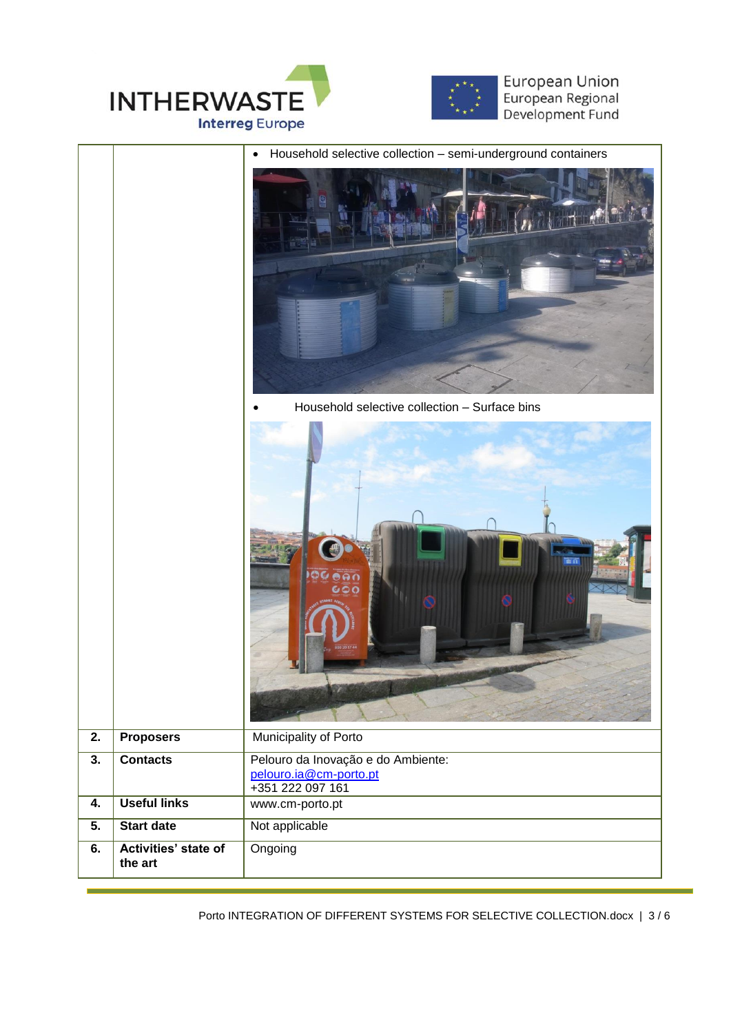| | | |
|---|---|---|
| | | • Household selective collection – semi-underground containers<br>• Household selective collection – Surface bins |
| **2.** | **Proposers** | Municipality of Porto |
| **3.** | **Contacts** | Pelouro da Inovação e do Ambiente:<br>pelouro.ia@cm-porto.pt<br>+351 222 097 161 |
| **4.** | **Useful links** | www.cm-porto.pt |
| **5.** | **Start date** | Not applicable |
| **6.** | **Activities' state of the art** | Ongoing |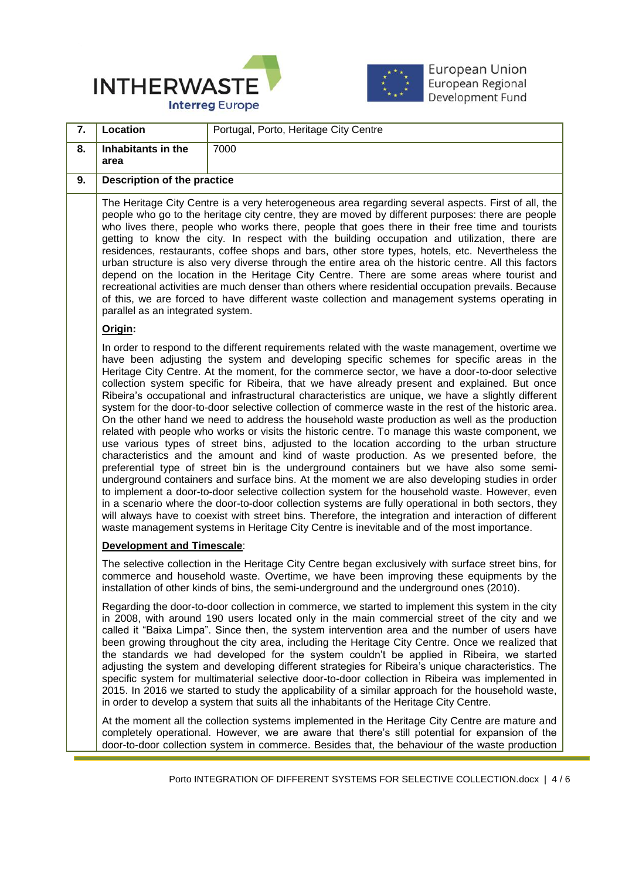| 7. | **Location** | Portugal, Porto, Heritage City Centre |
|---|---|---|
| 8. | **Inhabitants in the area** | 7000 |
| 9. | **Description of the practice** | |

The Heritage City Centre is a very heterogeneous area regarding several aspects. First of all, the people who go to the heritage city centre, they are moved by different purposes: there are people who lives there, people who works there, people that goes there in their free time and tourists getting to know the city. In respect with the building occupation and utilization, there are residences, restaurants, coffee shops and bars, other store types, hotels, etc. Nevertheless the urban structure is also very diverse through the entire area oh the historic centre. All this factors depend on the location in the Heritage City Centre. There are some areas where tourist and recreational activities are much denser than others where residential occupation prevails. Because of this, we are forced to have different waste collection and management systems operating in parallel as an integrated system.

**Origin:**

In order to respond to the different requirements related with the waste management, overtime we have been adjusting the system and developing specific schemes for specific areas in the Heritage City Centre. At the moment, for the commerce sector, we have a door-to-door selective collection system specific for Ribeira, that we have already present and explained. But once Ribeira's occupational and infrastructural characteristics are unique, we have a slightly different system for the door-to-door selective collection of commerce waste in the rest of the historic area. On the other hand we need to address the household waste production as well as the production related with people who works or visits the historic centre. To manage this waste component, we use various types of street bins, adjusted to the location according to the urban structure characteristics and the amount and kind of waste production. As we presented before, the preferential type of street bin is the underground containers but we have also some semi-underground containers and surface bins. At the moment we are also developing studies in order to implement a door-to-door selective collection system for the household waste. However, even in a scenario where the door-to-door collection systems are fully operational in both sectors, they will always have to coexist with street bins. Therefore, the integration and interaction of different waste management systems in Heritage City Centre is inevitable and of the most importance.

**Development and Timescale:**

The selective collection in the Heritage City Centre began exclusively with surface street bins, for commerce and household waste. Overtime, we have been improving these equipments by the installation of other kinds of bins, the semi-underground and the underground ones (2010).

Regarding the door-to-door collection in commerce, we started to implement this system in the city in 2008, with around 190 users located only in the main commercial street of the city and we called it "Baixa Limpa". Since then, the system intervention area and the number of users have been growing throughout the city area, including the Heritage City Centre. Once we realized that the standards we had developed for the system couldn't be applied in Ribeira, we started adjusting the system and developing different strategies for Ribeira's unique characteristics. The specific system for multimaterial selective door-to-door collection in Ribeira was implemented in 2015. In 2016 we started to study the applicability of a similar approach for the household waste, in order to develop a system that suits all the inhabitants of the Heritage City Centre.

At the moment all the collection systems implemented in the Heritage City Centre are mature and completely operational. However, we are aware that there's still potential for expansion of the door-to-door collection system in commerce. Besides that, the behaviour of the waste production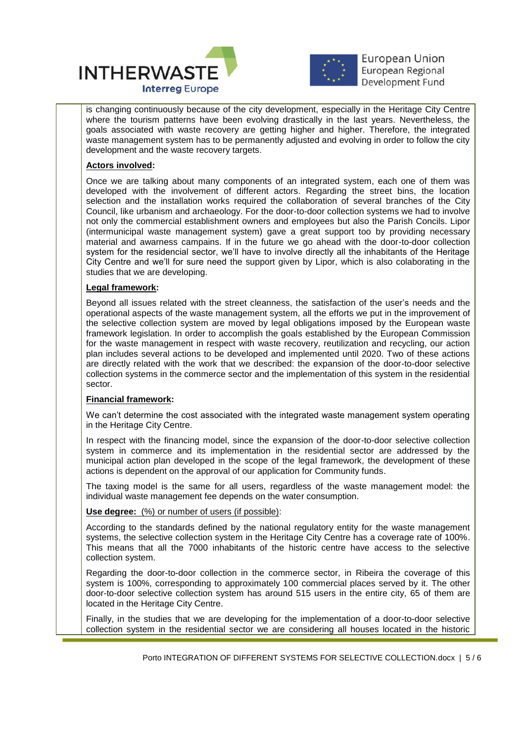is changing continuously because of the city development, especially in the Heritage City Centre where the tourism patterns have been evolving drastically in the last years. Nevertheless, the goals associated with waste recovery are getting higher and higher. Therefore, the integrated waste management system has to be permanently adjusted and evolving in order to follow the city development and the waste recovery targets.

**Actors involved:**

Once we are talking about many components of an integrated system, each one of them was developed with the involvement of different actors. Regarding the street bins, the location selection and the installation works required the collaboration of several branches of the City Council, like urbanism and archaeology. For the door-to-door collection systems we had to involve not only the commercial establishment owners and employees but also the Parish Concils. Lipor (intermunicipal waste management system) gave a great support too by providing necessary material and awarness campains. If in the future we go ahead with the door-to-door collection system for the residencial sector, we'll have to involve directly all the inhabitants of the Heritage City Centre and we'll for sure need the support given by Lipor, which is also colaborating in the studies that we are developing.

**Legal framework:**

Beyond all issues related with the street cleanness, the satisfaction of the user's needs and the operational aspects of the waste management system, all the efforts we put in the improvement of the selective collection system are moved by legal obligations imposed by the European waste framework legislation. In order to accomplish the goals established by the European Commission for the waste management in respect with waste recovery, reutilization and recycling, our action plan includes several actions to be developed and implemented until 2020. Two of these actions are directly related with the work that we described: the expansion of the door-to-door selective collection systems in the commerce sector and the implementation of this system in the residential sector.

**Financial framework:**

We can't determine the cost associated with the integrated waste management system operating in the Heritage City Centre.

In respect with the financing model, since the expansion of the door-to-door selective collection system in commerce and its implementation in the residential sector are addressed by the municipal action plan developed in the scope of the legal framework, the development of these actions is dependent on the approval of our application for Community funds.

The taxing model is the same for all users, regardless of the waste management model: the individual waste management fee depends on the water consumption.

**Use degree:** (%) or number of users (if possible):

According to the standards defined by the national regulatory entity for the waste management systems, the selective collection system in the Heritage City Centre has a coverage rate of 100%. This means that all the 7000 inhabitants of the historic centre have access to the selective collection system.

Regarding the door-to-door collection in the commerce sector, in Ribeira the coverage of this system is 100%, corresponding to approximately 100 commercial places served by it. The other door-to-door selective collection system has around 515 users in the entire city, 65 of them are located in the Heritage City Centre.

Finally, in the studies that we are developing for the implementation of a door-to-door selective collection system in the residential sector we are considering all houses located in the historic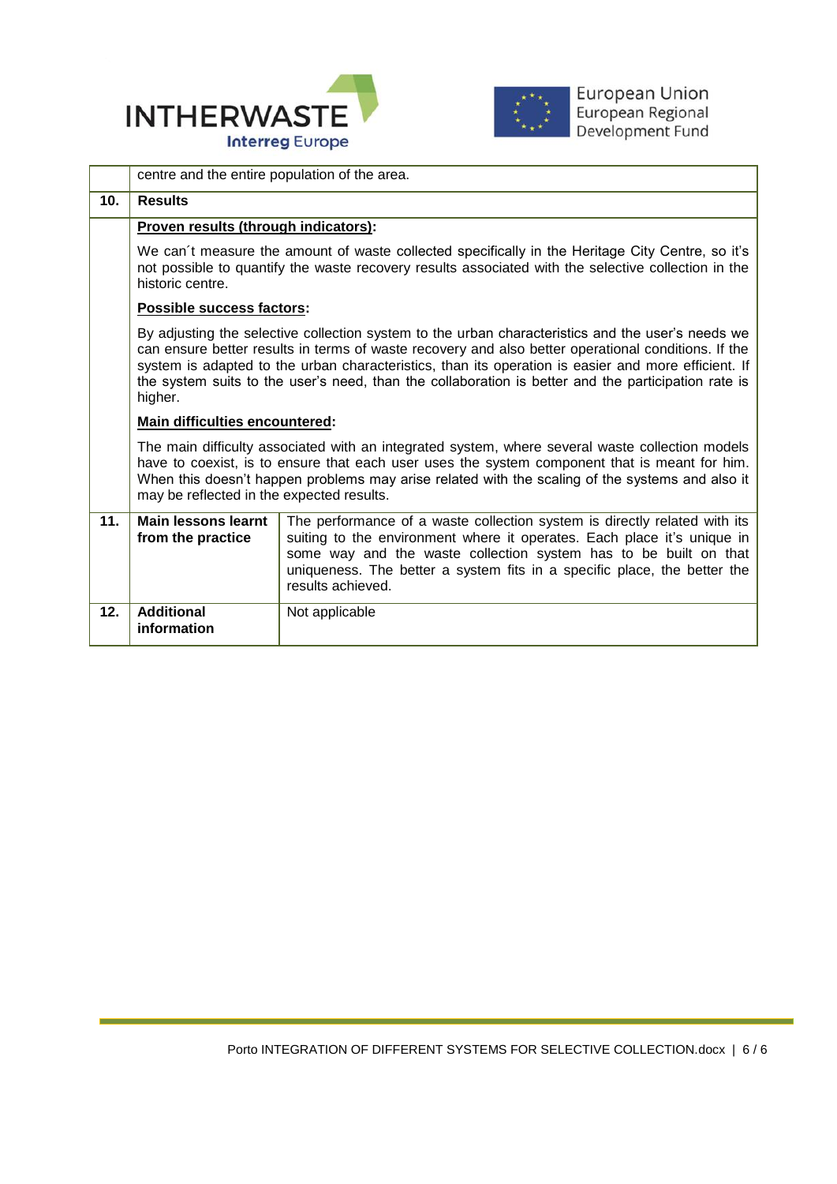| | | |
|---|---|---|
| | centre and the entire population of the area. | |
| **10.** | **Results** | |
| | **<u>Proven results (through indicators)</u>:**<br><br>We can´t measure the amount of waste collected specifically in the Heritage City Centre, so it's not possible to quantify the waste recovery results associated with the selective collection in the historic centre.<br><br>**<u>Possible success factors</u>:**<br><br>By adjusting the selective collection system to the urban characteristics and the user's needs we can ensure better results in terms of waste recovery and also better operational conditions. If the system is adapted to the urban characteristics, than its operation is easier and more efficient. If the system suits to the user's need, than the collaboration is better and the participation rate is higher.<br><br>**<u>Main difficulties encountered</u>:**<br><br>The main difficulty associated with an integrated system, where several waste collection models have to coexist, is to ensure that each user uses the system component that is meant for him. When this doesn't happen problems may arise related with the scaling of the systems and also it may be reflected in the expected results. | |
| **11.** | **Main lessons learnt from the practice** | The performance of a waste collection system is directly related with its suiting to the environment where it operates. Each place it's unique in some way and the waste collection system has to be built on that uniqueness. The better a system fits in a specific place, the better the results achieved. |
| **12.** | **Additional information** | Not applicable |